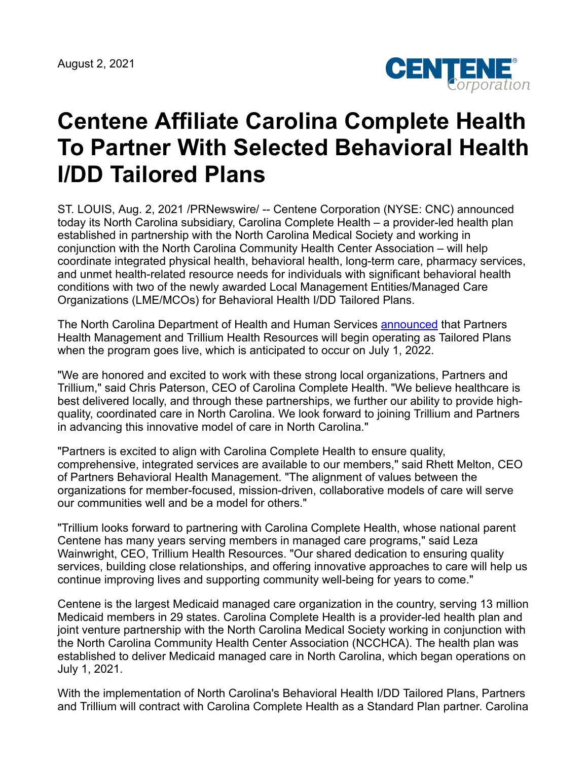August 2, 2021

# Centene Affiliate Carolina Complete Health To Partner With Selected Behavioral Health I/DD Tailored Plans

ST. LOUIS, Aug. 2, 2021 /PRNewswire/ -- Centene Corporation (NYSE: CNC) announced today its North Carolina subsidiary, Carolina Complete Health – a provider-led health plan established in partnership with the North Carolina Medical Society and working in conjunction with the North Carolina Community Health Center Association – will help coordinate integrated physical health, behavioral health, long-term care, pharmacy services, and unmet health-related resource needs for individuals with significant behavioral health conditions with two of the newly awarded Local Management Entities/Managed Care Organizations (LME/MCOs) for Behavioral Health I/DD Tailored Plans.

The North Carolina Department of Health and Human Services announced that Partners Health Management and Trillium Health Resources will begin operating as Tailored Plans when the program goes live, which is anticipated to occur on July 1, 2022.

"We are honored and excited to work with these strong local organizations, Partners and Trillium," said Chris Paterson, CEO of Carolina Complete Health. "We believe healthcare is best delivered locally, and through these partnerships, we further our ability to provide high-quality, coordinated care in North Carolina. We look forward to joining Trillium and Partners in advancing this innovative model of care in North Carolina."

"Partners is excited to align with Carolina Complete Health to ensure quality, comprehensive, integrated services are available to our members," said Rhett Melton, CEO of Partners Behavioral Health Management. "The alignment of values between the organizations for member-focused, mission-driven, collaborative models of care will serve our communities well and be a model for others."

"Trillium looks forward to partnering with Carolina Complete Health, whose national parent Centene has many years serving members in managed care programs," said Leza Wainwright, CEO, Trillium Health Resources. "Our shared dedication to ensuring quality services, building close relationships, and offering innovative approaches to care will help us continue improving lives and supporting community well-being for years to come."

Centene is the largest Medicaid managed care organization in the country, serving 13 million Medicaid members in 29 states. Carolina Complete Health is a provider-led health plan and joint venture partnership with the North Carolina Medical Society working in conjunction with the North Carolina Community Health Center Association (NCCHCA). The health plan was established to deliver Medicaid managed care in North Carolina, which began operations on July 1, 2021.

With the implementation of North Carolina's Behavioral Health I/DD Tailored Plans, Partners and Trillium will contract with Carolina Complete Health as a Standard Plan partner. Carolina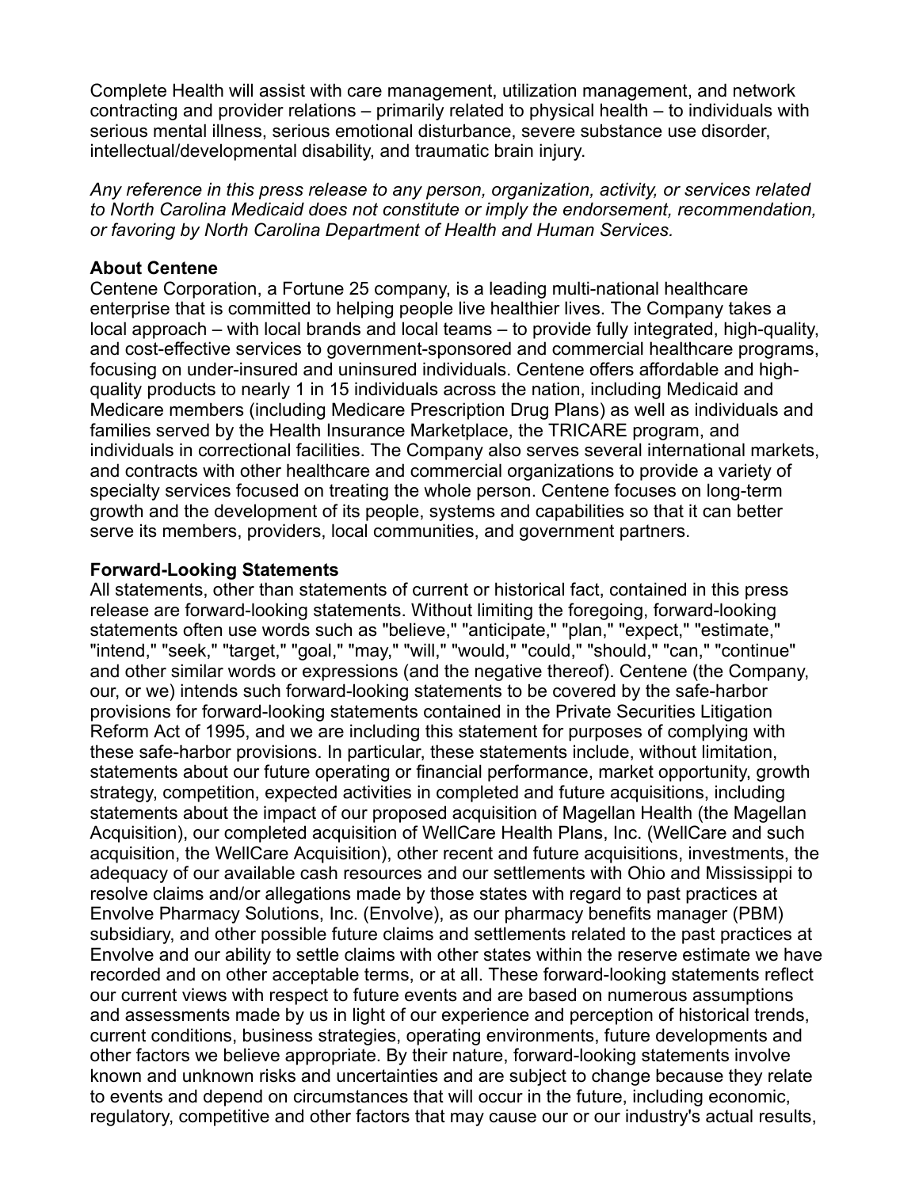Complete Health will assist with care management, utilization management, and network contracting and provider relations – primarily related to physical health – to individuals with serious mental illness, serious emotional disturbance, severe substance use disorder, intellectual/developmental disability, and traumatic brain injury.

*Any reference in this press release to any person, organization, activity, or services related to North Carolina Medicaid does not constitute or imply the endorsement, recommendation, or favoring by North Carolina Department of Health and Human Services.*

**About Centene**

Centene Corporation, a Fortune 25 company, is a leading multi-national healthcare enterprise that is committed to helping people live healthier lives. The Company takes a local approach – with local brands and local teams – to provide fully integrated, high-quality, and cost-effective services to government-sponsored and commercial healthcare programs, focusing on under-insured and uninsured individuals. Centene offers affordable and high-quality products to nearly 1 in 15 individuals across the nation, including Medicaid and Medicare members (including Medicare Prescription Drug Plans) as well as individuals and families served by the Health Insurance Marketplace, the TRICARE program, and individuals in correctional facilities. The Company also serves several international markets, and contracts with other healthcare and commercial organizations to provide a variety of specialty services focused on treating the whole person. Centene focuses on long-term growth and the development of its people, systems and capabilities so that it can better serve its members, providers, local communities, and government partners.

**Forward-Looking Statements**

All statements, other than statements of current or historical fact, contained in this press release are forward-looking statements. Without limiting the foregoing, forward-looking statements often use words such as "believe," "anticipate," "plan," "expect," "estimate," "intend," "seek," "target," "goal," "may," "will," "would," "could," "should," "can," "continue" and other similar words or expressions (and the negative thereof). Centene (the Company, our, or we) intends such forward-looking statements to be covered by the safe-harbor provisions for forward-looking statements contained in the Private Securities Litigation Reform Act of 1995, and we are including this statement for purposes of complying with these safe-harbor provisions. In particular, these statements include, without limitation, statements about our future operating or financial performance, market opportunity, growth strategy, competition, expected activities in completed and future acquisitions, including statements about the impact of our proposed acquisition of Magellan Health (the Magellan Acquisition), our completed acquisition of WellCare Health Plans, Inc. (WellCare and such acquisition, the WellCare Acquisition), other recent and future acquisitions, investments, the adequacy of our available cash resources and our settlements with Ohio and Mississippi to resolve claims and/or allegations made by those states with regard to past practices at Envolve Pharmacy Solutions, Inc. (Envolve), as our pharmacy benefits manager (PBM) subsidiary, and other possible future claims and settlements related to the past practices at Envolve and our ability to settle claims with other states within the reserve estimate we have recorded and on other acceptable terms, or at all. These forward-looking statements reflect our current views with respect to future events and are based on numerous assumptions and assessments made by us in light of our experience and perception of historical trends, current conditions, business strategies, operating environments, future developments and other factors we believe appropriate. By their nature, forward-looking statements involve known and unknown risks and uncertainties and are subject to change because they relate to events and depend on circumstances that will occur in the future, including economic, regulatory, competitive and other factors that may cause our or our industry's actual results,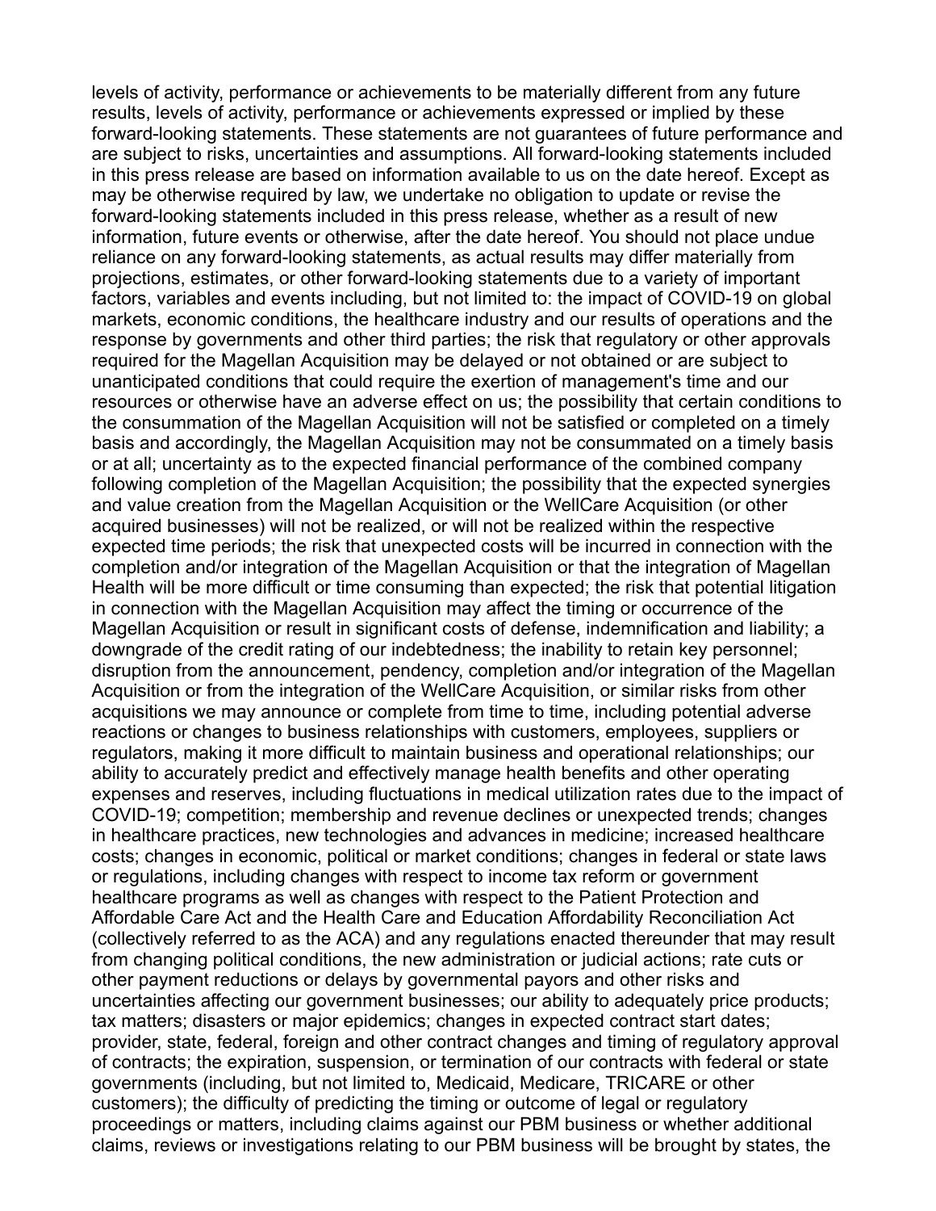levels of activity, performance or achievements to be materially different from any future results, levels of activity, performance or achievements expressed or implied by these forward-looking statements. These statements are not guarantees of future performance and are subject to risks, uncertainties and assumptions. All forward-looking statements included in this press release are based on information available to us on the date hereof. Except as may be otherwise required by law, we undertake no obligation to update or revise the forward-looking statements included in this press release, whether as a result of new information, future events or otherwise, after the date hereof. You should not place undue reliance on any forward-looking statements, as actual results may differ materially from projections, estimates, or other forward-looking statements due to a variety of important factors, variables and events including, but not limited to: the impact of COVID-19 on global markets, economic conditions, the healthcare industry and our results of operations and the response by governments and other third parties; the risk that regulatory or other approvals required for the Magellan Acquisition may be delayed or not obtained or are subject to unanticipated conditions that could require the exertion of management's time and our resources or otherwise have an adverse effect on us; the possibility that certain conditions to the consummation of the Magellan Acquisition will not be satisfied or completed on a timely basis and accordingly, the Magellan Acquisition may not be consummated on a timely basis or at all; uncertainty as to the expected financial performance of the combined company following completion of the Magellan Acquisition; the possibility that the expected synergies and value creation from the Magellan Acquisition or the WellCare Acquisition (or other acquired businesses) will not be realized, or will not be realized within the respective expected time periods; the risk that unexpected costs will be incurred in connection with the completion and/or integration of the Magellan Acquisition or that the integration of Magellan Health will be more difficult or time consuming than expected; the risk that potential litigation in connection with the Magellan Acquisition may affect the timing or occurrence of the Magellan Acquisition or result in significant costs of defense, indemnification and liability; a downgrade of the credit rating of our indebtedness; the inability to retain key personnel; disruption from the announcement, pendency, completion and/or integration of the Magellan Acquisition or from the integration of the WellCare Acquisition, or similar risks from other acquisitions we may announce or complete from time to time, including potential adverse reactions or changes to business relationships with customers, employees, suppliers or regulators, making it more difficult to maintain business and operational relationships; our ability to accurately predict and effectively manage health benefits and other operating expenses and reserves, including fluctuations in medical utilization rates due to the impact of COVID-19; competition; membership and revenue declines or unexpected trends; changes in healthcare practices, new technologies and advances in medicine; increased healthcare costs; changes in economic, political or market conditions; changes in federal or state laws or regulations, including changes with respect to income tax reform or government healthcare programs as well as changes with respect to the Patient Protection and Affordable Care Act and the Health Care and Education Affordability Reconciliation Act (collectively referred to as the ACA) and any regulations enacted thereunder that may result from changing political conditions, the new administration or judicial actions; rate cuts or other payment reductions or delays by governmental payors and other risks and uncertainties affecting our government businesses; our ability to adequately price products; tax matters; disasters or major epidemics; changes in expected contract start dates; provider, state, federal, foreign and other contract changes and timing of regulatory approval of contracts; the expiration, suspension, or termination of our contracts with federal or state governments (including, but not limited to, Medicaid, Medicare, TRICARE or other customers); the difficulty of predicting the timing or outcome of legal or regulatory proceedings or matters, including claims against our PBM business or whether additional claims, reviews or investigations relating to our PBM business will be brought by states, the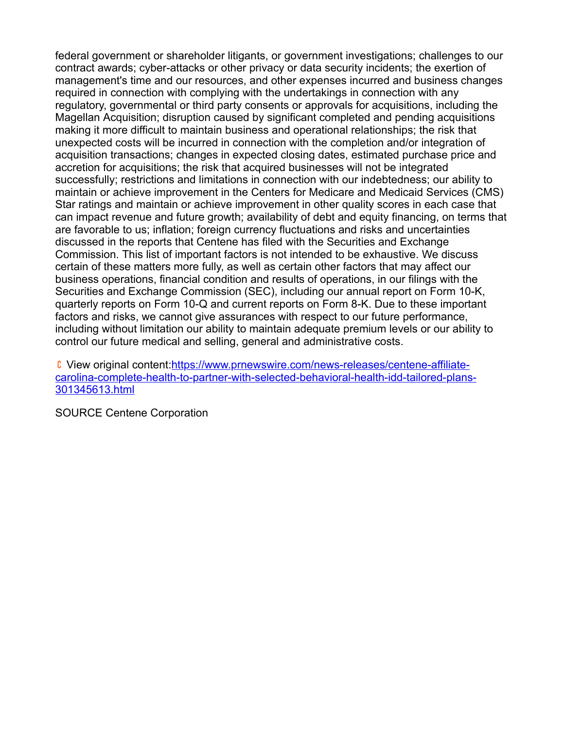federal government or shareholder litigants, or government investigations; challenges to our contract awards; cyber-attacks or other privacy or data security incidents; the exertion of management's time and our resources, and other expenses incurred and business changes required in connection with complying with the undertakings in connection with any regulatory, governmental or third party consents or approvals for acquisitions, including the Magellan Acquisition; disruption caused by significant completed and pending acquisitions making it more difficult to maintain business and operational relationships; the risk that unexpected costs will be incurred in connection with the completion and/or integration of acquisition transactions; changes in expected closing dates, estimated purchase price and accretion for acquisitions; the risk that acquired businesses will not be integrated successfully; restrictions and limitations in connection with our indebtedness; our ability to maintain or achieve improvement in the Centers for Medicare and Medicaid Services (CMS) Star ratings and maintain or achieve improvement in other quality scores in each case that can impact revenue and future growth; availability of debt and equity financing, on terms that are favorable to us; inflation; foreign currency fluctuations and risks and uncertainties discussed in the reports that Centene has filed with the Securities and Exchange Commission. This list of important factors is not intended to be exhaustive. We discuss certain of these matters more fully, as well as certain other factors that may affect our business operations, financial condition and results of operations, in our filings with the Securities and Exchange Commission (SEC), including our annual report on Form 10-K, quarterly reports on Form 10-Q and current reports on Form 8-K. Due to these important factors and risks, we cannot give assurances with respect to our future performance, including without limitation our ability to maintain adequate premium levels or our ability to control our future medical and selling, general and administrative costs.

View original content:https://www.prnewswire.com/news-releases/centene-affiliate-carolina-complete-health-to-partner-with-selected-behavioral-health-idd-tailored-plans-301345613.html

SOURCE Centene Corporation